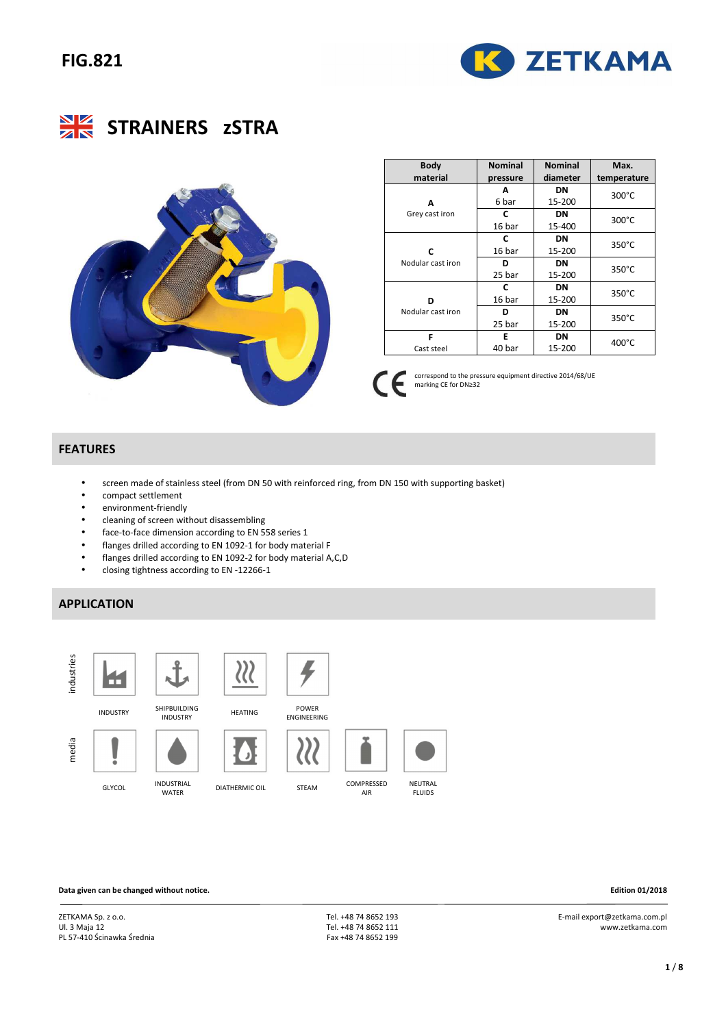# FIG.821

## STRAINERS zSTRA

| Body material | Nominal pressure | Nominal diameter | Max. temperature |
|---|---|---|---|
| **A** Grey cast iron | **A** 6 bar | **DN** 15-200 | 300°C |
| | **C** 16 bar | **DN** 15-400 | 300°C |
| **C** Nodular cast iron | **C** 16 bar | **DN** 15-200 | 350°C |
| | **D** 25 bar | **DN** 15-200 | 350°C |
| **D** Nodular cast iron | **C** 16 bar | **DN** 15-200 | 350°C |
| | **D** 25 bar | **DN** 15-200 | 350°C |
| **F** Cast steel | **E** 40 bar | **DN** 15-200 | 400°C |

CE: correspond to the pressure equipment directive 2014/68/UE marking CE for DN≥32

## FEATURES

- screen made of stainless steel (from DN 50 with reinforced ring, from DN 150 with supporting basket)
- compact settlement
- environment-friendly
- cleaning of screen without disassembling
- face-to-face dimension according to EN 558 series 1
- flanges drilled according to EN 1092-1 for body material F
- flanges drilled according to EN 1092-2 for body material A,C,D
- closing tightness according to EN -12266-1

## APPLICATION

industries: INDUSTRY, SHIPBUILDING INDUSTRY, HEATING, POWER ENGINEERING

media: GLYCOL, INDUSTRIAL WATER, DIATHERMIC OIL, STEAM, COMPRESSED AIR, NEUTRAL FLUIDS

**Data given can be changed without notice.** **Edition 01/2018**

ZETKAMA Sp. z o.o.
Ul. 3 Maja 12
PL 57-410 Ścinawka Średnia

Tel. +48 74 8652 193
Tel. +48 74 8652 111
Fax +48 74 8652 199

E-mail export@zetkama.com.pl
www.zetkama.com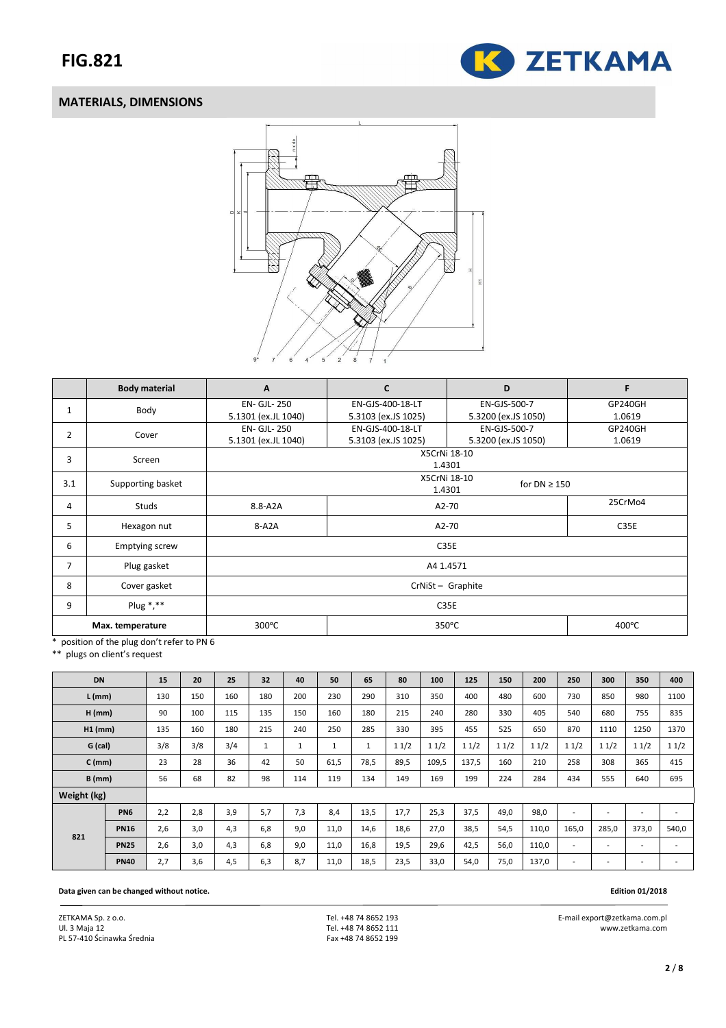# FIG.821

## MATERIALS, DIMENSIONS

| | Body material | A | C | D | F |
|---|---|---|---|---|---|
| 1 | Body | EN- GJL- 250 5.1301 (ex.JL 1040) | EN-GJS-400-18-LT 5.3103 (ex.JS 1025) | EN-GJS-500-7 5.3200 (ex.JS 1050) | GP240GH 1.0619 |
| 2 | Cover | EN- GJL- 250 5.1301 (ex.JL 1040) | EN-GJS-400-18-LT 5.3103 (ex.JS 1025) | EN-GJS-500-7 5.3200 (ex.JS 1050) | GP240GH 1.0619 |
| 3 | Screen | X5CrNi 18-10 1.4301 | | | |
| 3.1 | Supporting basket | X5CrNi 18-10 1.4301 for DN ≥ 150 | | | |
| 4 | Studs | 8.8-A2A | A2-70 | | 25CrMo4 |
| 5 | Hexagon nut | 8-A2A | A2-70 | | C35E |
| 6 | Emptying screw | C35E | | | |
| 7 | Plug gasket | A4 1.4571 | | | |
| 8 | Cover gasket | CrNiSt – Graphite | | | |
| 9 | Plug *,** | C35E | | | |
| Max. temperature | | 300°C | 350°C | | 400°C |

\* position of the plug don't refer to PN 6

\** plugs on client's request

| DN | | 15 | 20 | 25 | 32 | 40 | 50 | 65 | 80 | 100 | 125 | 150 | 200 | 250 | 300 | 350 | 400 |
|---|---|---|---|---|---|---|---|---|---|---|---|---|---|---|---|---|---|
| L (mm) | | 130 | 150 | 160 | 180 | 200 | 230 | 290 | 310 | 350 | 400 | 480 | 600 | 730 | 850 | 980 | 1100 |
| H (mm) | | 90 | 100 | 115 | 135 | 150 | 160 | 180 | 215 | 240 | 280 | 330 | 405 | 540 | 680 | 755 | 835 |
| H1 (mm) | | 135 | 160 | 180 | 215 | 240 | 250 | 285 | 330 | 395 | 455 | 525 | 650 | 870 | 1110 | 1250 | 1370 |
| G (cal) | | 3/8 | 3/8 | 3/4 | 1 | 1 | 1 | 1 | 1 1/2 | 1 1/2 | 1 1/2 | 1 1/2 | 1 1/2 | 1 1/2 | 1 1/2 | 1 1/2 | 1 1/2 |
| C (mm) | | 23 | 28 | 36 | 42 | 50 | 61,5 | 78,5 | 89,5 | 109,5 | 137,5 | 160 | 210 | 258 | 308 | 365 | 415 |
| B (mm) | | 56 | 68 | 82 | 98 | 114 | 119 | 134 | 149 | 169 | 199 | 224 | 284 | 434 | 555 | 640 | 695 |
| Weight (kg) | | | | | | | | | | | | | | | | | |
| 821 | PN6 | 2,2 | 2,8 | 3,9 | 5,7 | 7,3 | 8,4 | 13,5 | 17,7 | 25,3 | 37,5 | 49,0 | 98,0 | - | - | - | - |
| | PN16 | 2,6 | 3,0 | 4,3 | 6,8 | 9,0 | 11,0 | 14,6 | 18,6 | 27,0 | 38,5 | 54,5 | 110,0 | 165,0 | 285,0 | 373,0 | 540,0 |
| | PN25 | 2,6 | 3,0 | 4,3 | 6,8 | 9,0 | 11,0 | 16,8 | 19,5 | 29,6 | 42,5 | 56,0 | 110,0 | - | - | - | - |
| | PN40 | 2,7 | 3,6 | 4,5 | 6,3 | 8,7 | 11,0 | 18,5 | 23,5 | 33,0 | 54,0 | 75,0 | 137,0 | - | - | - | - |

**Data given can be changed without notice.**

**Edition 01/2018**

ZETKAMA Sp. z o.o.
Ul. 3 Maja 12
PL 57-410 Ścinawka Średnia

Tel. +48 74 8652 193
Tel. +48 74 8652 111
Fax +48 74 8652 199

E-mail export@zetkama.com.pl
www.zetkama.com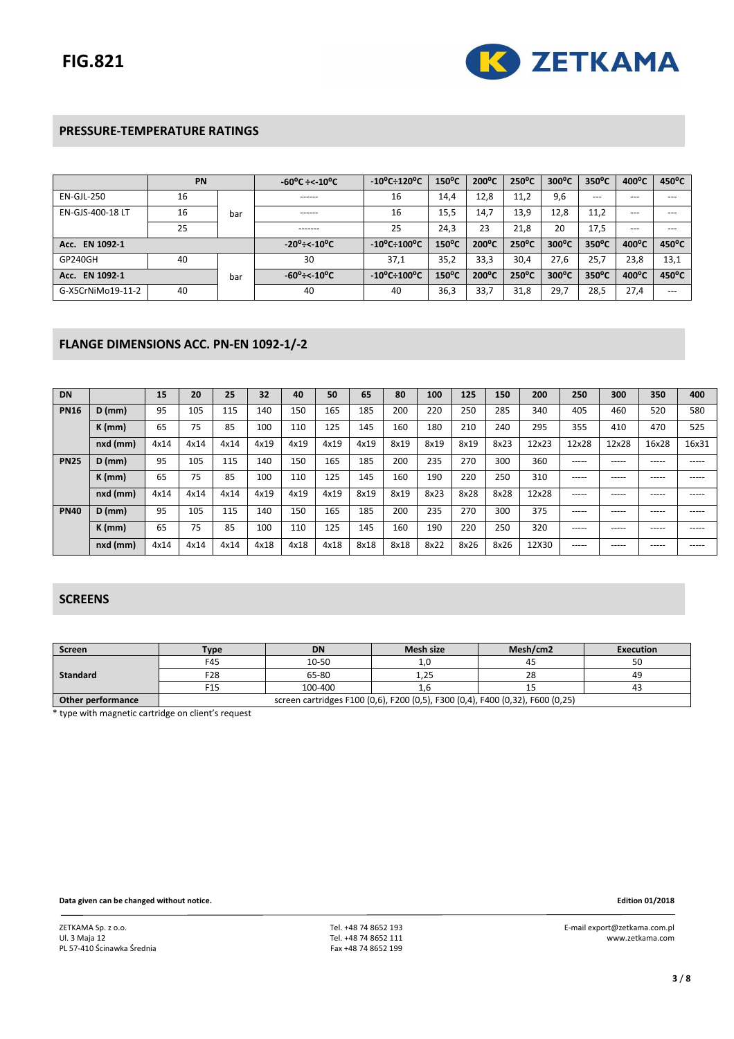# FIG.821

## PRESSURE-TEMPERATURE RATINGS

| | PN | | -60°C ÷<-10°C | -10°C÷120°C | 150°C | 200°C | 250°C | 300°C | 350°C | 400°C | 450°C |
|---|---|---|---|---|---|---|---|---|---|---|---|
| EN-GJL-250 | 16 | bar | ------ | 16 | 14,4 | 12,8 | 11,2 | 9,6 | --- | --- | --- |
| EN-GJS-400-18 LT | 16 | | ------ | 16 | 15,5 | 14,7 | 13,9 | 12,8 | 11,2 | --- | --- |
| | 25 | | ------- | 25 | 24,3 | 23 | 21,8 | 20 | 17,5 | --- | --- |
| **Acc. EN 1092-1** | | | **-20°÷<-10°C** | **-10°C÷100°C** | **150°C** | **200°C** | **250°C** | **300°C** | **350°C** | **400°C** | **450°C** |
| GP240GH | 40 | bar | 30 | 37,1 | 35,2 | 33,3 | 30,4 | 27,6 | 25,7 | 23,8 | 13,1 |
| **Acc. EN 1092-1** | | | **-60°÷<-10°C** | **-10°C÷100°C** | **150°C** | **200°C** | **250°C** | **300°C** | **350°C** | **400°C** | **450°C** |
| G-X5CrNiMo19-11-2 | 40 | | 40 | 40 | 36,3 | 33,7 | 31,8 | 29,7 | 28,5 | 27,4 | --- |

## FLANGE DIMENSIONS ACC. PN-EN 1092-1/-2

| DN | | 15 | 20 | 25 | 32 | 40 | 50 | 65 | 80 | 100 | 125 | 150 | 200 | 250 | 300 | 350 | 400 |
|---|---|---|---|---|---|---|---|---|---|---|---|---|---|---|---|---|---|
| **PN16** | **D (mm)** | 95 | 105 | 115 | 140 | 150 | 165 | 185 | 200 | 220 | 250 | 285 | 340 | 405 | 460 | 520 | 580 |
| | **K (mm)** | 65 | 75 | 85 | 100 | 110 | 125 | 145 | 160 | 180 | 210 | 240 | 295 | 355 | 410 | 470 | 525 |
| | **nxd (mm)** | 4x14 | 4x14 | 4x14 | 4x19 | 4x19 | 4x19 | 4x19 | 8x19 | 8x19 | 8x19 | 8x23 | 12x23 | 12x28 | 12x28 | 16x28 | 16x31 |
| **PN25** | **D (mm)** | 95 | 105 | 115 | 140 | 150 | 165 | 185 | 200 | 235 | 270 | 300 | 360 | ----- | ----- | ----- | ----- |
| | **K (mm)** | 65 | 75 | 85 | 100 | 110 | 125 | 145 | 160 | 190 | 220 | 250 | 310 | ----- | ----- | ----- | ----- |
| | **nxd (mm)** | 4x14 | 4x14 | 4x14 | 4x19 | 4x19 | 4x19 | 8x19 | 8x19 | 8x23 | 8x28 | 8x28 | 12x28 | ----- | ----- | ----- | ----- |
| **PN40** | **D (mm)** | 95 | 105 | 115 | 140 | 150 | 165 | 185 | 200 | 235 | 270 | 300 | 375 | ----- | ----- | ----- | ----- |
| | **K (mm)** | 65 | 75 | 85 | 100 | 110 | 125 | 145 | 160 | 190 | 220 | 250 | 320 | ----- | ----- | ----- | ----- |
| | **nxd (mm)** | 4x14 | 4x14 | 4x14 | 4x18 | 4x18 | 4x18 | 8x18 | 8x18 | 8x22 | 8x26 | 8x26 | 12X30 | ----- | ----- | ----- | ----- |

## SCREENS

| Screen | Type | DN | Mesh size | Mesh/cm2 | Execution |
|---|---|---|---|---|---|
| **Standard** | F45 | 10-50 | 1,0 | 45 | 50 |
| | F28 | 65-80 | 1,25 | 28 | 49 |
| | F15 | 100-400 | 1,6 | 15 | 43 |
| **Other performance** | screen cartridges F100 (0,6), F200 (0,5), F300 (0,4), F400 (0,32), F600 (0,25) | | | | |

\* type with magnetic cartridge on client's request

**Data given can be changed without notice.**

**Edition 01/2018**

ZETKAMA Sp. z o.o.
Ul. 3 Maja 12
PL 57-410 Ścinawka Średnia

Tel. +48 74 8652 193
Tel. +48 74 8652 111
Fax +48 74 8652 199

E-mail export@zetkama.com.pl
www.zetkama.com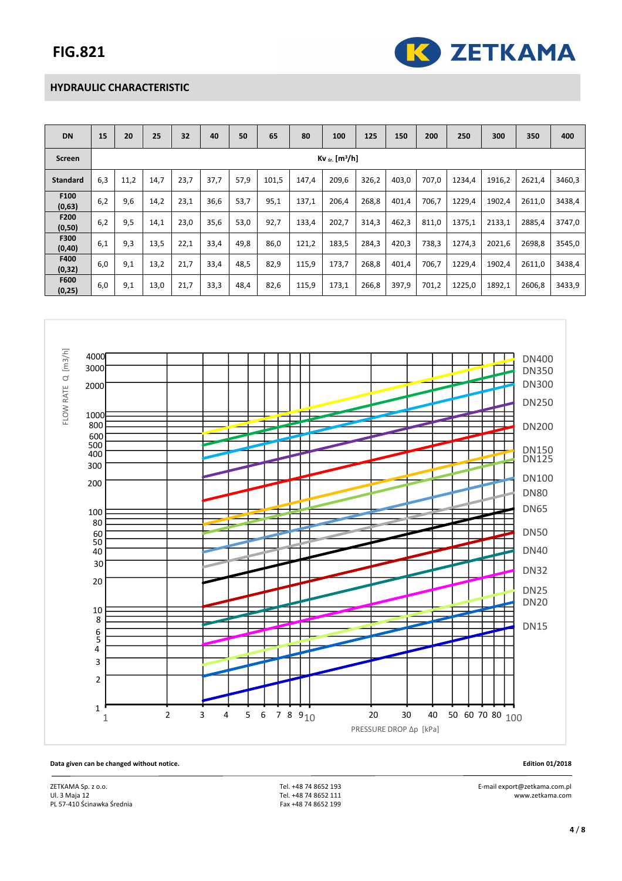# FIG.821

## HYDRAULIC CHARACTERISTIC

| DN | 15 | 20 | 25 | 32 | 40 | 50 | 65 | 80 | 100 | 125 | 150 | 200 | 250 | 300 | 350 | 400 |
|---|---|---|---|---|---|---|---|---|---|---|---|---|---|---|---|---|
| Screen | Kv $_{śr.}$ [m³/h] | | | | | | | | | | | | | | | |
| Standard | 6,3 | 11,2 | 14,7 | 23,7 | 37,7 | 57,9 | 101,5 | 147,4 | 209,6 | 326,2 | 403,0 | 707,0 | 1234,4 | 1916,2 | 2621,4 | 3460,3 |
| F100 (0,63) | 6,2 | 9,6 | 14,2 | 23,1 | 36,6 | 53,7 | 95,1 | 137,1 | 206,4 | 268,8 | 401,4 | 706,7 | 1229,4 | 1902,4 | 2611,0 | 3438,4 |
| F200 (0,50) | 6,2 | 9,5 | 14,1 | 23,0 | 35,6 | 53,0 | 92,7 | 133,4 | 202,7 | 314,3 | 462,3 | 811,0 | 1375,1 | 2133,1 | 2885,4 | 3747,0 |
| F300 (0,40) | 6,1 | 9,3 | 13,5 | 22,1 | 33,4 | 49,8 | 86,0 | 121,2 | 183,5 | 284,3 | 420,3 | 738,3 | 1274,3 | 2021,6 | 2698,8 | 3545,0 |
| F400 (0,32) | 6,0 | 9,1 | 13,2 | 21,7 | 33,4 | 48,5 | 82,9 | 115,9 | 173,7 | 268,8 | 401,4 | 706,7 | 1229,4 | 1902,4 | 2611,0 | 3438,4 |
| F600 (0,25) | 6,0 | 9,1 | 13,0 | 21,7 | 33,3 | 48,4 | 82,6 | 115,9 | 173,1 | 266,8 | 397,9 | 701,2 | 1225,0 | 1892,1 | 2606,8 | 3433,9 |

**Data given can be changed without notice.**

**Edition 01/2018**

ZETKAMA Sp. z o.o.
Ul. 3 Maja 12
PL 57-410 Ścinawka Średnia

Tel. +48 74 8652 193
Tel. +48 74 8652 111
Fax +48 74 8652 199

E-mail export@zetkama.com.pl
www.zetkama.com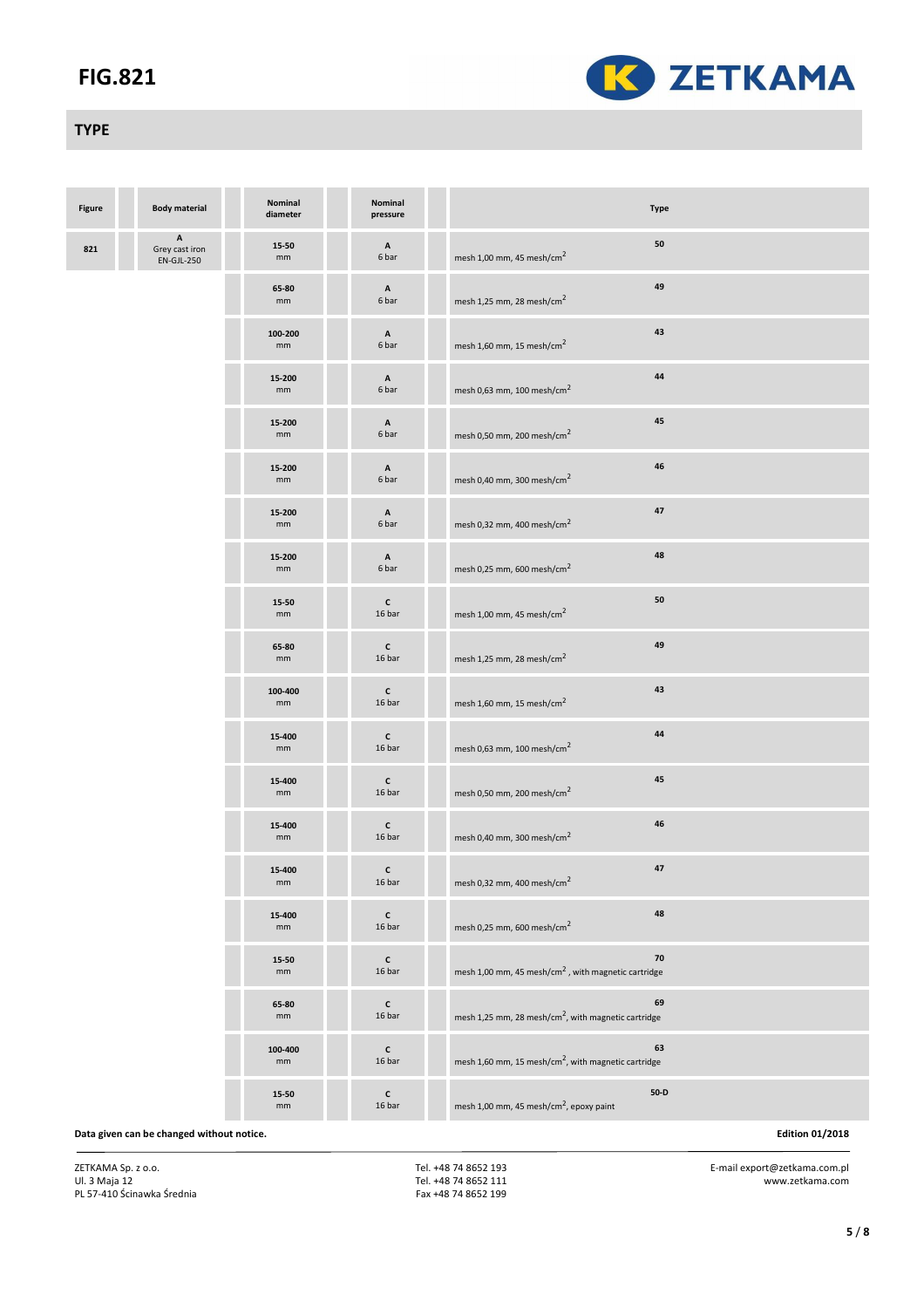# FIG.821

ZETKAMA

## TYPE

| Figure | Body material | Nominal diameter | Nominal pressure | Type |
|---|---|---|---|---|
| 821 | A Grey cast iron EN-GJL-250 | 15-50 mm | A 6 bar | 50 mesh 1,00 mm, 45 mesh/cm$^2$ |
| | | 65-80 mm | A 6 bar | 49 mesh 1,25 mm, 28 mesh/cm$^2$ |
| | | 100-200 mm | A 6 bar | 43 mesh 1,60 mm, 15 mesh/cm$^2$ |
| | | 15-200 mm | A 6 bar | 44 mesh 0,63 mm, 100 mesh/cm$^2$ |
| | | 15-200 mm | A 6 bar | 45 mesh 0,50 mm, 200 mesh/cm$^2$ |
| | | 15-200 mm | A 6 bar | 46 mesh 0,40 mm, 300 mesh/cm$^2$ |
| | | 15-200 mm | A 6 bar | 47 mesh 0,32 mm, 400 mesh/cm$^2$ |
| | | 15-200 mm | A 6 bar | 48 mesh 0,25 mm, 600 mesh/cm$^2$ |
| | | 15-50 mm | C 16 bar | 50 mesh 1,00 mm, 45 mesh/cm$^2$ |
| | | 65-80 mm | C 16 bar | 49 mesh 1,25 mm, 28 mesh/cm$^2$ |
| | | 100-400 mm | C 16 bar | 43 mesh 1,60 mm, 15 mesh/cm$^2$ |
| | | 15-400 mm | C 16 bar | 44 mesh 0,63 mm, 100 mesh/cm$^2$ |
| | | 15-400 mm | C 16 bar | 45 mesh 0,50 mm, 200 mesh/cm$^2$ |
| | | 15-400 mm | C 16 bar | 46 mesh 0,40 mm, 300 mesh/cm$^2$ |
| | | 15-400 mm | C 16 bar | 47 mesh 0,32 mm, 400 mesh/cm$^2$ |
| | | 15-400 mm | C 16 bar | 48 mesh 0,25 mm, 600 mesh/cm$^2$ |
| | | 15-50 mm | C 16 bar | 70 mesh 1,00 mm, 45 mesh/cm$^2$, with magnetic cartridge |
| | | 65-80 mm | C 16 bar | 69 mesh 1,25 mm, 28 mesh/cm$^2$, with magnetic cartridge |
| | | 100-400 mm | C 16 bar | 63 mesh 1,60 mm, 15 mesh/cm$^2$, with magnetic cartridge |
| | | 15-50 mm | C 16 bar | 50-D mesh 1,00 mm, 45 mesh/cm$^2$, epoxy paint |

**Data given can be changed without notice.**

**Edition 01/2018**

ZETKAMA Sp. z o.o.
Ul. 3 Maja 12
PL 57-410 Ścinawka Średnia

Tel. +48 74 8652 193
Tel. +48 74 8652 111
Fax +48 74 8652 199

E-mail export@zetkama.com.pl
www.zetkama.com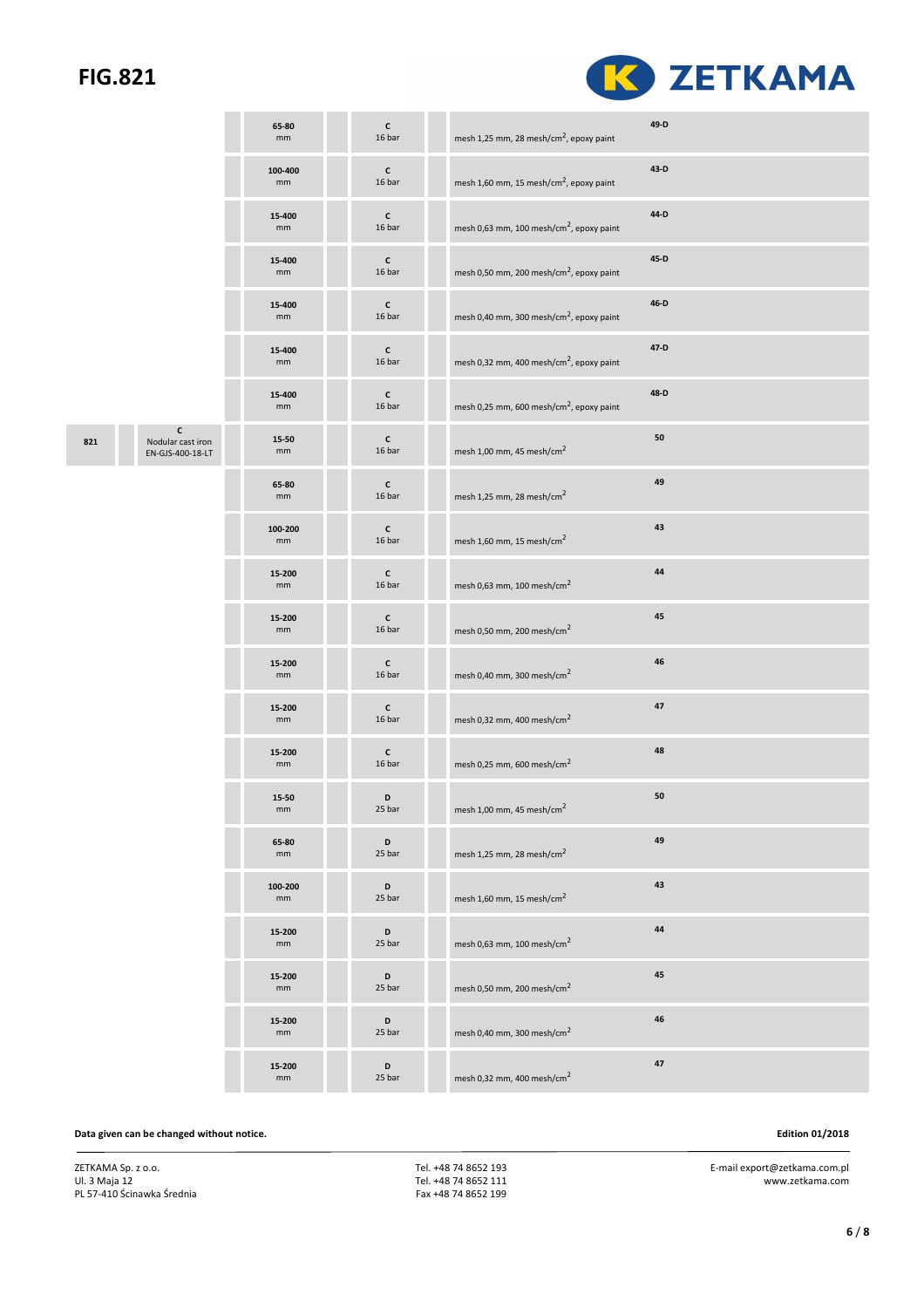# FIG.821

| | | | | | | | |
|---|---|---|---|---|---|---|---|
| | | | 65-80 mm | | C 16 bar | | mesh 1,25 mm, 28 mesh/cm$^2$, epoxy paint | 49-D |
| | | | 100-400 mm | | C 16 bar | | mesh 1,60 mm, 15 mesh/cm$^2$, epoxy paint | 43-D |
| | | | 15-400 mm | | C 16 bar | | mesh 0,63 mm, 100 mesh/cm$^2$, epoxy paint | 44-D |
| | | | 15-400 mm | | C 16 bar | | mesh 0,50 mm, 200 mesh/cm$^2$, epoxy paint | 45-D |
| | | | 15-400 mm | | C 16 bar | | mesh 0,40 mm, 300 mesh/cm$^2$, epoxy paint | 46-D |
| | | | 15-400 mm | | C 16 bar | | mesh 0,32 mm, 400 mesh/cm$^2$, epoxy paint | 47-D |
| | | | 15-400 mm | | C 16 bar | | mesh 0,25 mm, 600 mesh/cm$^2$, epoxy paint | 48-D |
| 821 | | C Nodular cast iron EN-GJS-400-18-LT | 15-50 mm | | C 16 bar | | mesh 1,00 mm, 45 mesh/cm$^2$ | 50 |
| | | | 65-80 mm | | C 16 bar | | mesh 1,25 mm, 28 mesh/cm$^2$ | 49 |
| | | | 100-200 mm | | C 16 bar | | mesh 1,60 mm, 15 mesh/cm$^2$ | 43 |
| | | | 15-200 mm | | C 16 bar | | mesh 0,63 mm, 100 mesh/cm$^2$ | 44 |
| | | | 15-200 mm | | C 16 bar | | mesh 0,50 mm, 200 mesh/cm$^2$ | 45 |
| | | | 15-200 mm | | C 16 bar | | mesh 0,40 mm, 300 mesh/cm$^2$ | 46 |
| | | | 15-200 mm | | C 16 bar | | mesh 0,32 mm, 400 mesh/cm$^2$ | 47 |
| | | | 15-200 mm | | C 16 bar | | mesh 0,25 mm, 600 mesh/cm$^2$ | 48 |
| | | | 15-50 mm | | D 25 bar | | mesh 1,00 mm, 45 mesh/cm$^2$ | 50 |
| | | | 65-80 mm | | D 25 bar | | mesh 1,25 mm, 28 mesh/cm$^2$ | 49 |
| | | | 100-200 mm | | D 25 bar | | mesh 1,60 mm, 15 mesh/cm$^2$ | 43 |
| | | | 15-200 mm | | D 25 bar | | mesh 0,63 mm, 100 mesh/cm$^2$ | 44 |
| | | | 15-200 mm | | D 25 bar | | mesh 0,50 mm, 200 mesh/cm$^2$ | 45 |
| | | | 15-200 mm | | D 25 bar | | mesh 0,40 mm, 300 mesh/cm$^2$ | 46 |
| | | | 15-200 mm | | D 25 bar | | mesh 0,32 mm, 400 mesh/cm$^2$ | 47 |

**Data given can be changed without notice.**

**Edition 01/2018**

ZETKAMA Sp. z o.o.
Ul. 3 Maja 12
PL 57-410 Ścinawka Średnia

Tel. +48 74 8652 193
Tel. +48 74 8652 111
Fax +48 74 8652 199

E-mail export@zetkama.com.pl
www.zetkama.com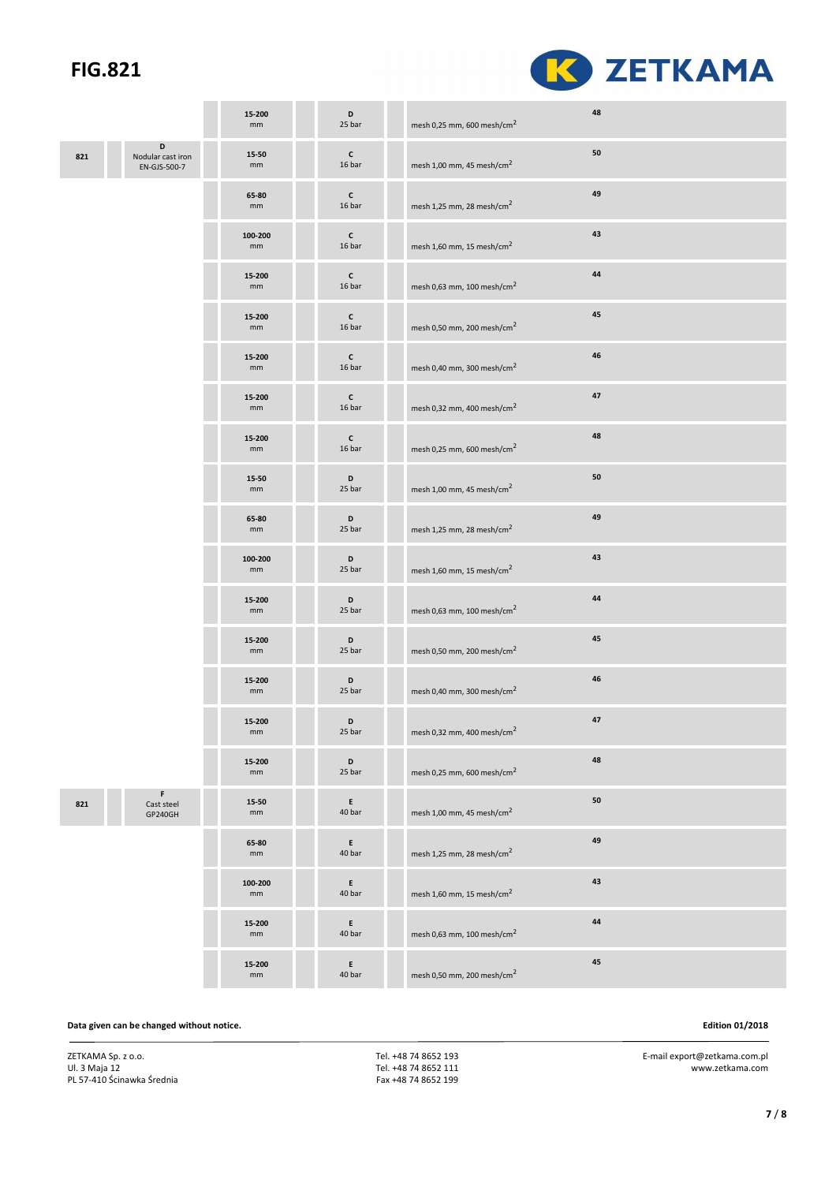# FIG.821

| | | | | | | | | |
|---|---|---|---|---|---|---|---|---|
| | | | 15-200 mm | | D 25 bar | | mesh 0,25 mm, 600 mesh/cm$^2$ | 48 |
| 821 | | D Nodular cast iron EN-GJS-500-7 | 15-50 mm | | C 16 bar | | mesh 1,00 mm, 45 mesh/cm$^2$ | 50 |
| | | | 65-80 mm | | C 16 bar | | mesh 1,25 mm, 28 mesh/cm$^2$ | 49 |
| | | | 100-200 mm | | C 16 bar | | mesh 1,60 mm, 15 mesh/cm$^2$ | 43 |
| | | | 15-200 mm | | C 16 bar | | mesh 0,63 mm, 100 mesh/cm$^2$ | 44 |
| | | | 15-200 mm | | C 16 bar | | mesh 0,50 mm, 200 mesh/cm$^2$ | 45 |
| | | | 15-200 mm | | C 16 bar | | mesh 0,40 mm, 300 mesh/cm$^2$ | 46 |
| | | | 15-200 mm | | C 16 bar | | mesh 0,32 mm, 400 mesh/cm$^2$ | 47 |
| | | | 15-200 mm | | C 16 bar | | mesh 0,25 mm, 600 mesh/cm$^2$ | 48 |
| | | | 15-50 mm | | D 25 bar | | mesh 1,00 mm, 45 mesh/cm$^2$ | 50 |
| | | | 65-80 mm | | D 25 bar | | mesh 1,25 mm, 28 mesh/cm$^2$ | 49 |
| | | | 100-200 mm | | D 25 bar | | mesh 1,60 mm, 15 mesh/cm$^2$ | 43 |
| | | | 15-200 mm | | D 25 bar | | mesh 0,63 mm, 100 mesh/cm$^2$ | 44 |
| | | | 15-200 mm | | D 25 bar | | mesh 0,50 mm, 200 mesh/cm$^2$ | 45 |
| | | | 15-200 mm | | D 25 bar | | mesh 0,40 mm, 300 mesh/cm$^2$ | 46 |
| | | | 15-200 mm | | D 25 bar | | mesh 0,32 mm, 400 mesh/cm$^2$ | 47 |
| | | | 15-200 mm | | D 25 bar | | mesh 0,25 mm, 600 mesh/cm$^2$ | 48 |
| 821 | | F Cast steel GP240GH | 15-50 mm | | E 40 bar | | mesh 1,00 mm, 45 mesh/cm$^2$ | 50 |
| | | | 65-80 mm | | E 40 bar | | mesh 1,25 mm, 28 mesh/cm$^2$ | 49 |
| | | | 100-200 mm | | E 40 bar | | mesh 1,60 mm, 15 mesh/cm$^2$ | 43 |
| | | | 15-200 mm | | E 40 bar | | mesh 0,63 mm, 100 mesh/cm$^2$ | 44 |
| | | | 15-200 mm | | E 40 bar | | mesh 0,50 mm, 200 mesh/cm$^2$ | 45 |

**Data given can be changed without notice.**

**Edition 01/2018**

ZETKAMA Sp. z o.o.
Ul. 3 Maja 12
PL 57-410 Ścinawka Średnia

Tel. +48 74 8652 193
Tel. +48 74 8652 111
Fax +48 74 8652 199

E-mail export@zetkama.com.pl
www.zetkama.com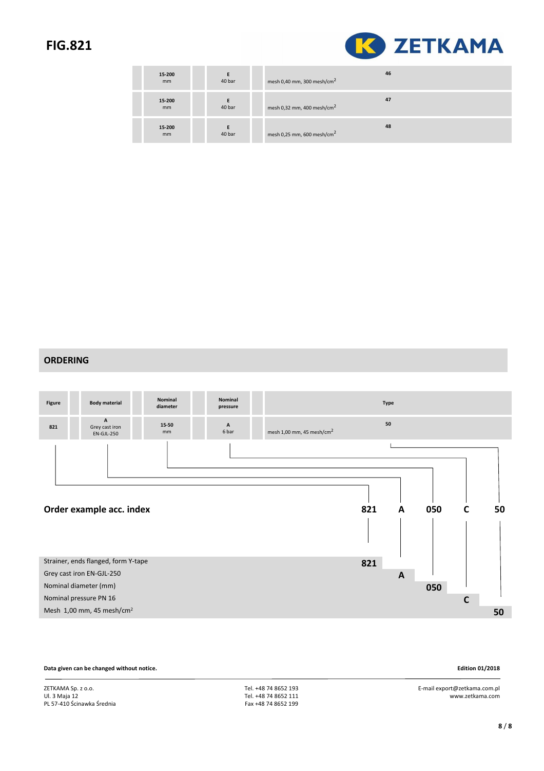# FIG.821

| | | | | | | | | |
|---|---|---|---|---|---|---|---|---|
| | 15-200 mm | | E 40 bar | | mesh 0,40 mm, 300 mesh/cm$^2$ | 46 |
| | 15-200 mm | | E 40 bar | | mesh 0,32 mm, 400 mesh/cm$^2$ | 47 |
| | 15-200 mm | | E 40 bar | | mesh 0,25 mm, 600 mesh/cm$^2$ | 48 |

## ORDERING

| Figure | | Body material | | Nominal diameter | | Nominal pressure | | Type | |
|---|---|---|---|---|---|---|---|---|---|
| 821 | | A Grey cast iron EN-GJL-250 | | 15-50 mm | | A 6 bar | | mesh 1,00 mm, 45 mesh/cm$^2$ | 50 |

**Order example acc. index** 821 A 050 C 50

| | | | | | |
|---|---|---|---|---|---|
| Strainer, ends flanged, form Y-tape | 821 | | | | |
| Grey cast iron EN-GJL-250 | | A | | | |
| Nominal diameter (mm) | | | 050 | | |
| Nominal pressure PN 16 | | | | C | |
| Mesh 1,00 mm, 45 mesh/cm$^2$ | | | | | 50 |

**Data given can be changed without notice.**

**Edition 01/2018**

ZETKAMA Sp. z o.o.
Ul. 3 Maja 12
PL 57-410 Ścinawka Średnia

Tel. +48 74 8652 193
Tel. +48 74 8652 111
Fax +48 74 8652 199

E-mail export@zetkama.com.pl
www.zetkama.com